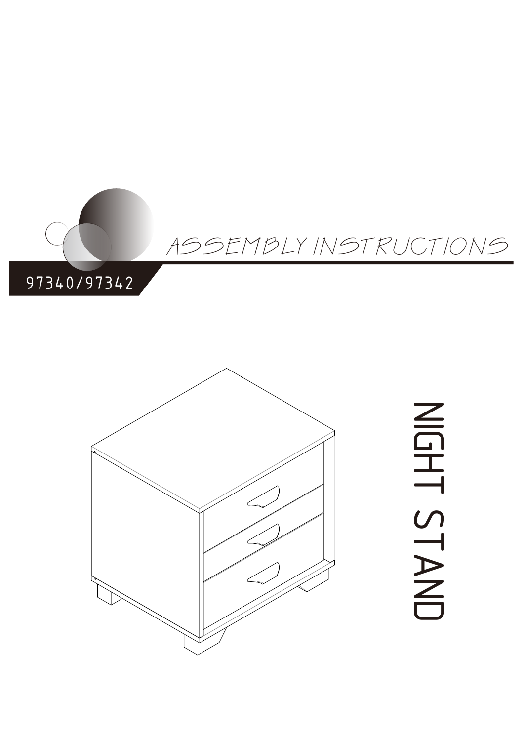# ASSEMBLY INSTRUCTIONS

97340/97342

# NIGHT STAND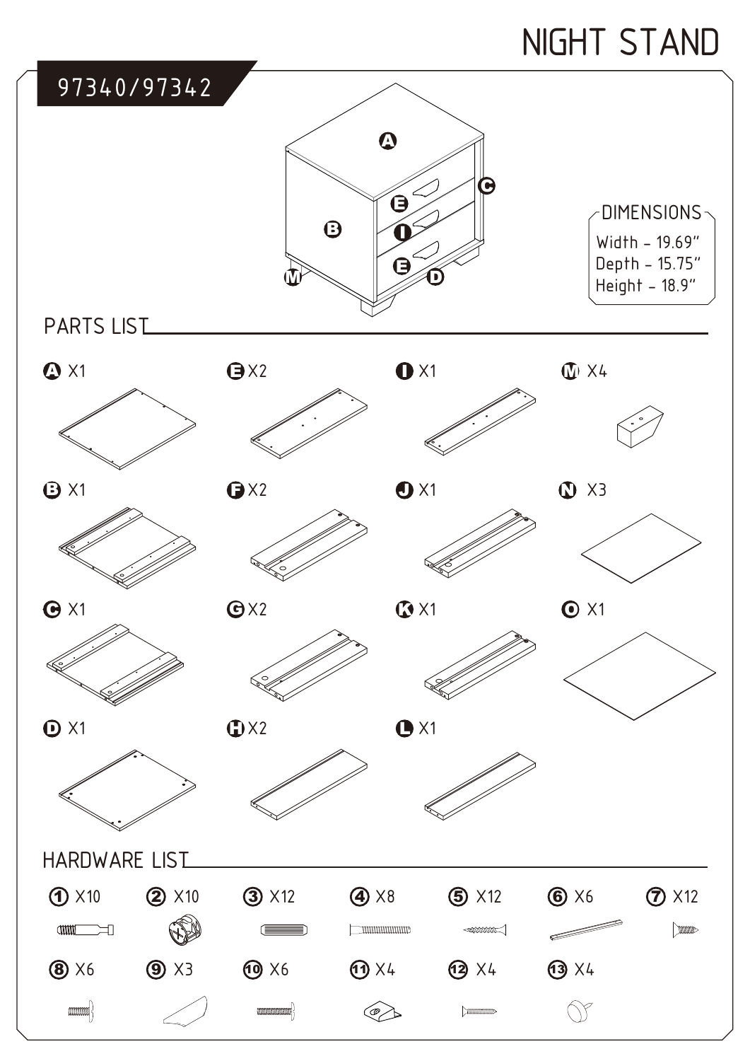# NIGHT STAND

## 97340/97342

A
C
E
B
I
E
M
D

**DIMENSIONS**

Width - 19.69"
Depth - 15.75"
Height - 18.9"

## PARTS LIST

| Part | Qty |
| --- | --- |
| A | X1 |
| B | X1 |
| C | X1 |
| D | X1 |
| E | X2 |
| F | X2 |
| G | X2 |
| H | X2 |
| I | X1 |
| J | X1 |
| K | X1 |
| L | X1 |
| M | X4 |
| N | X3 |
| O | X1 |

## HARDWARE LIST

| Hardware | Qty |
| --- | --- |
| 1 | X10 |
| 2 | X10 |
| 3 | X12 |
| 4 | X8 |
| 5 | X12 |
| 6 | X6 |
| 7 | X12 |
| 8 | X6 |
| 9 | X3 |
| 10 | X6 |
| 11 | X4 |
| 12 | X4 |
| 13 | X4 |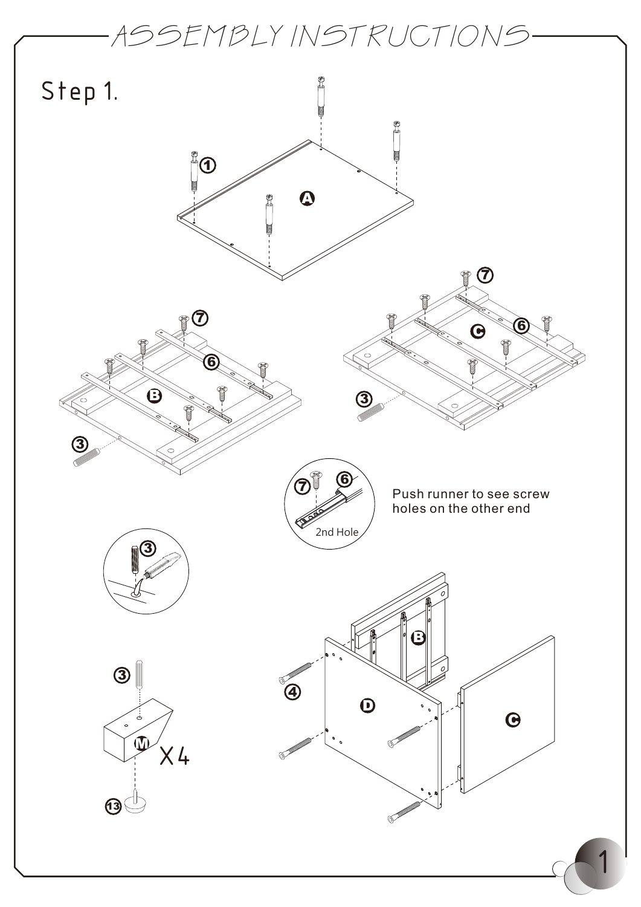# ASSEMBLY INSTRUCTIONS

## Step 1.

Push runner to see screw holes on the other end

2nd Hole

X4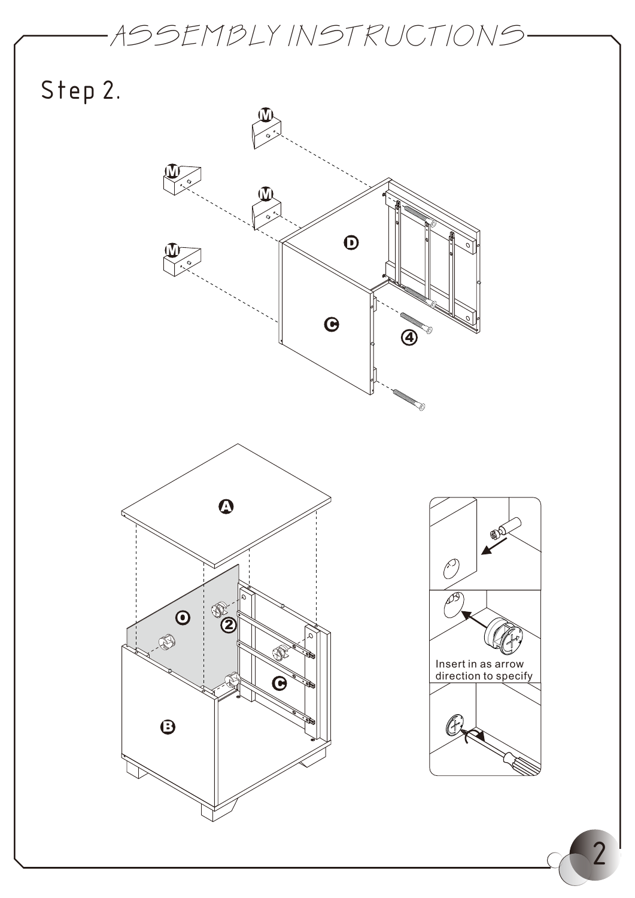# ASSEMBLY INSTRUCTIONS

## Step 2.

M

M

M

M

D

C

4

A

O

2

C

B

Insert in as arrow direction to specify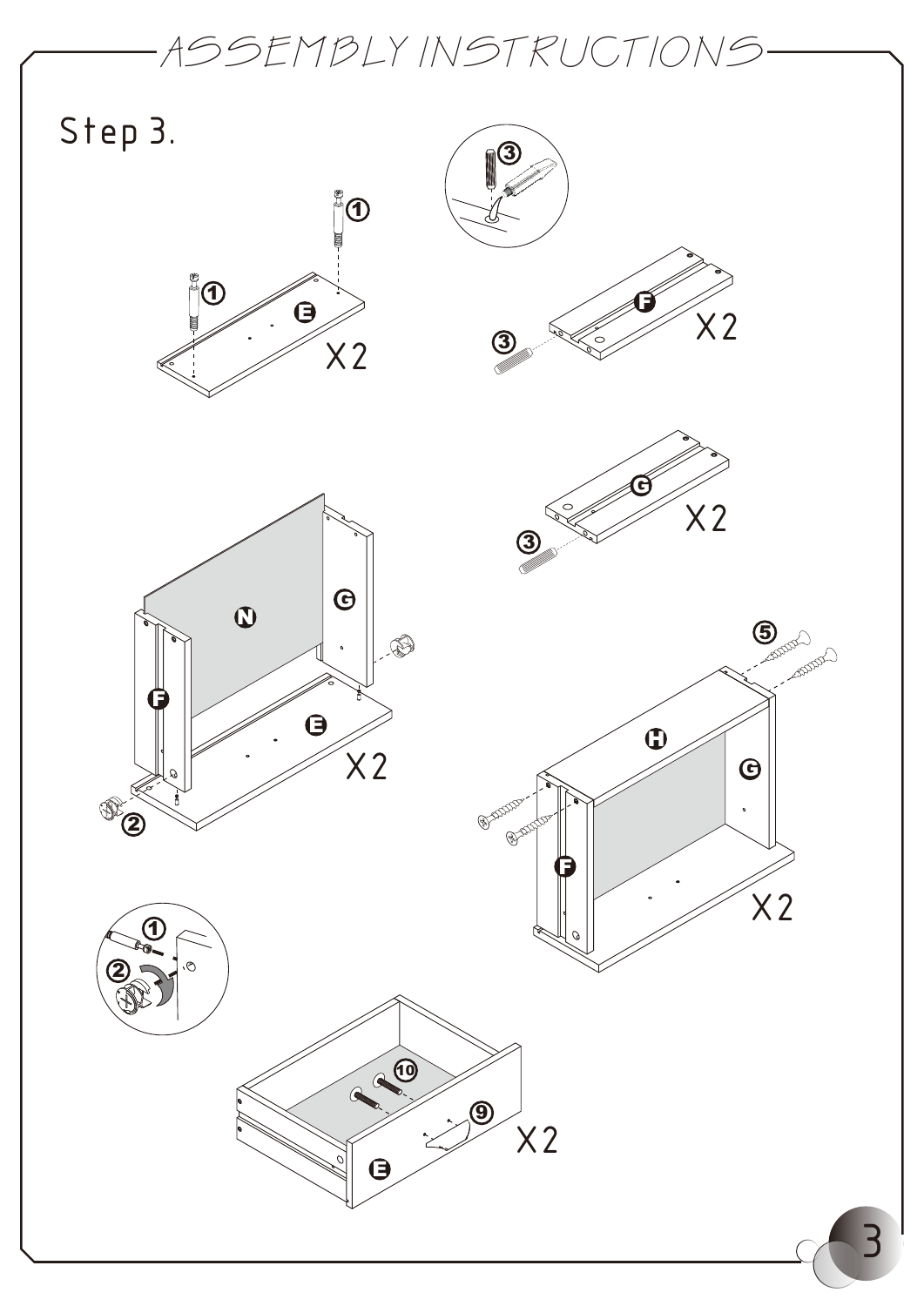# ASSEMBLY INSTRUCTIONS

## Step 3.

X2

X2

X2

X2

X2

X2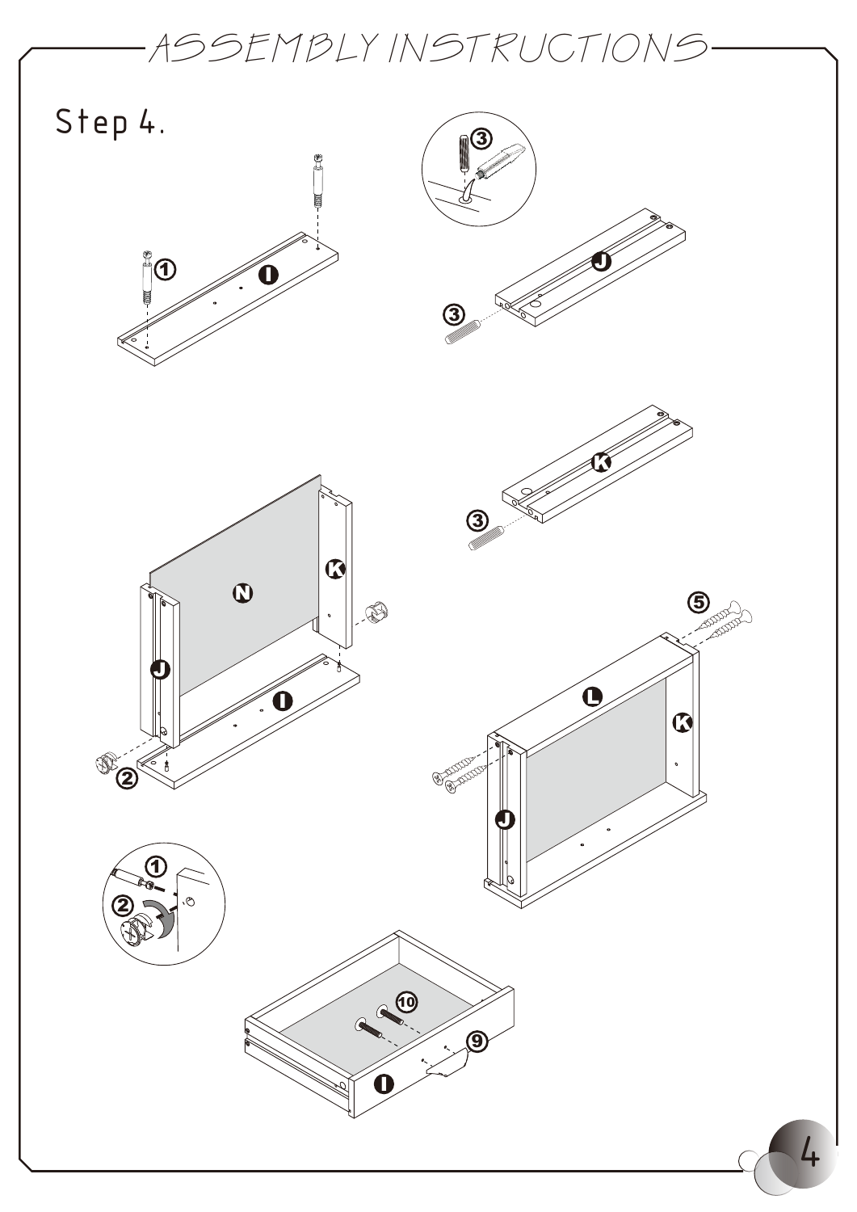# ASSEMBLY INSTRUCTIONS

## Step 4.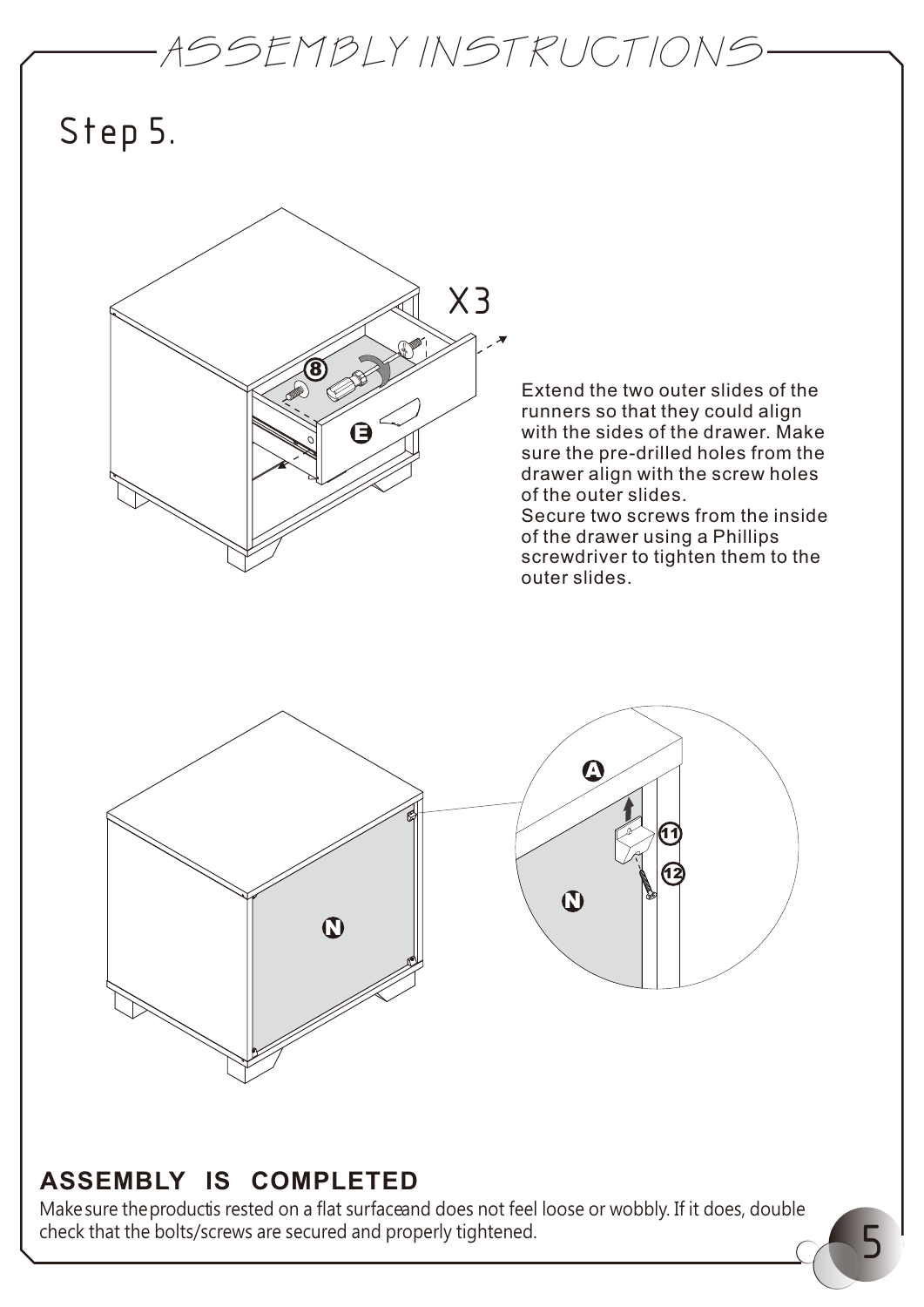# ASSEMBLY INSTRUCTIONS

## Step 5.

X3

Extend the two outer slides of the runners so that they could align with the sides of the drawer. Make sure the pre-drilled holes from the drawer align with the screw holes of the outer slides.
Secure two screws from the inside of the drawer using a Phillips screwdriver to tighten them to the outer slides.

## ASSEMBLY IS COMPLETED

Make sure the product is rested on a flat surface and does not feel loose or wobbly. If it does, double check that the bolts/screws are secured and properly tightened.